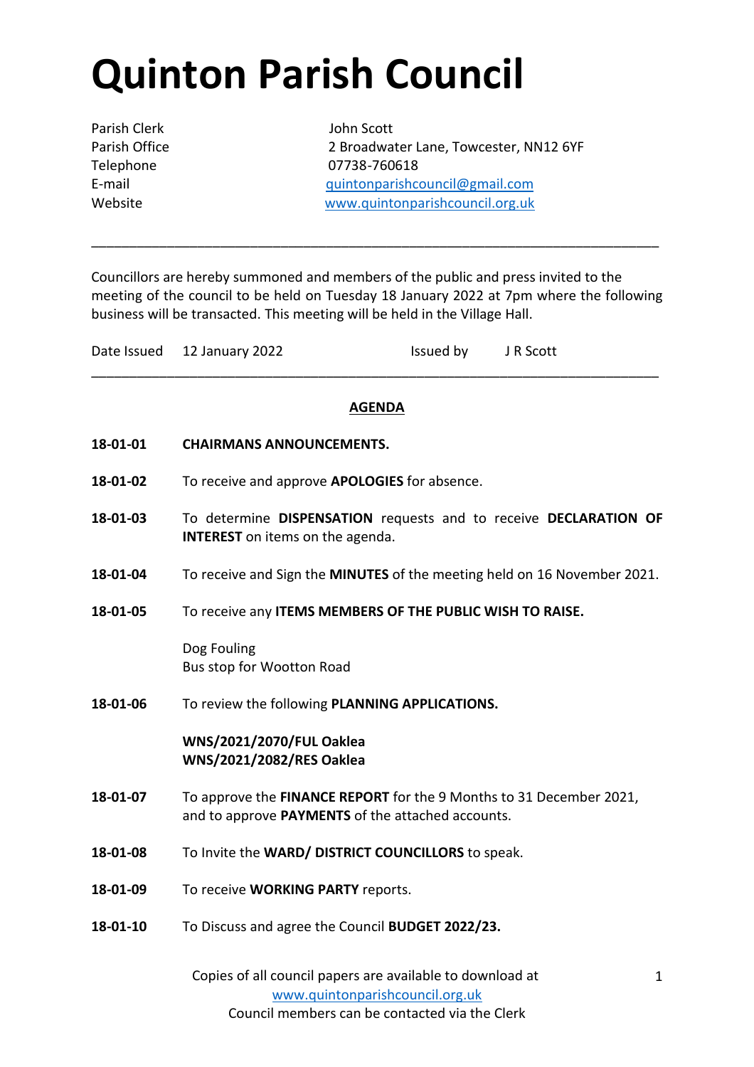# Quinton Parish Council

| | |
|---|---|
| Parish Clerk | John Scott |
| Parish Office | 2 Broadwater Lane, Towcester, NN12 6YF |
| Telephone | 07738-760618 |
| E-mail | quintonparishcouncil@gmail.com |
| Website | www.quintonparishcouncil.org.uk |

---

Councillors are hereby summoned and members of the public and press invited to the meeting of the council to be held on Tuesday 18 January 2022 at 7pm where the following business will be transacted. This meeting will be held in the Village Hall.

Date Issued 12 January 2022 Issued by J R Scott

---

**AGENDA**

**18-01-01** **CHAIRMANS ANNOUNCEMENTS.**

**18-01-02** To receive and approve **APOLOGIES** for absence.

**18-01-03** To determine **DISPENSATION** requests and to receive **DECLARATION OF INTEREST** on items on the agenda.

**18-01-04** To receive and Sign the **MINUTES** of the meeting held on 16 November 2021.

**18-01-05** To receive any **ITEMS MEMBERS OF THE PUBLIC WISH TO RAISE.**

Dog Fouling
Bus stop for Wootton Road

**18-01-06** To review the following **PLANNING APPLICATIONS.**

**WNS/2021/2070/FUL Oaklea**
**WNS/2021/2082/RES Oaklea**

**18-01-07** To approve the **FINANCE REPORT** for the 9 Months to 31 December 2021, and to approve **PAYMENTS** of the attached accounts.

**18-01-08** To Invite the **WARD/ DISTRICT COUNCILLORS** to speak.

**18-01-09** To receive **WORKING PARTY** reports.

**18-01-10** To Discuss and agree the Council **BUDGET 2022/23.**

Copies of all council papers are available to download at www.quintonparishcouncil.org.uk
Council members can be contacted via the Clerk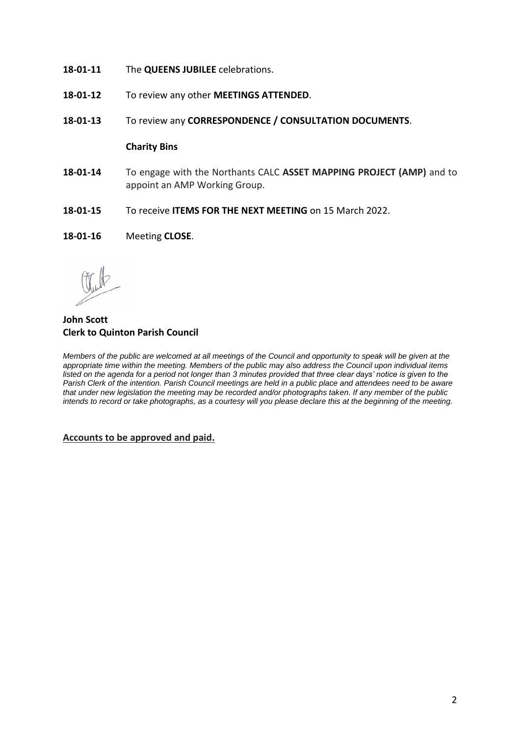**18-01-11** The **QUEENS JUBILEE** celebrations.

**18-01-12** To review any other **MEETINGS ATTENDED**.

**18-01-13** To review any **CORRESPONDENCE / CONSULTATION DOCUMENTS**.

**Charity Bins**

**18-01-14** To engage with the Northants CALC **ASSET MAPPING PROJECT (AMP)** and to appoint an AMP Working Group.

**18-01-15** To receive **ITEMS FOR THE NEXT MEETING** on 15 March 2022.

**18-01-16** Meeting **CLOSE**.

**John Scott**
**Clerk to Quinton Parish Council**

*Members of the public are welcomed at all meetings of the Council and opportunity to speak will be given at the appropriate time within the meeting. Members of the public may also address the Council upon individual items listed on the agenda for a period not longer than 3 minutes provided that three clear days' notice is given to the Parish Clerk of the intention. Parish Council meetings are held in a public place and attendees need to be aware that under new legislation the meeting may be recorded and/or photographs taken. If any member of the public intends to record or take photographs, as a courtesy will you please declare this at the beginning of the meeting.*

**Accounts to be approved and paid.**